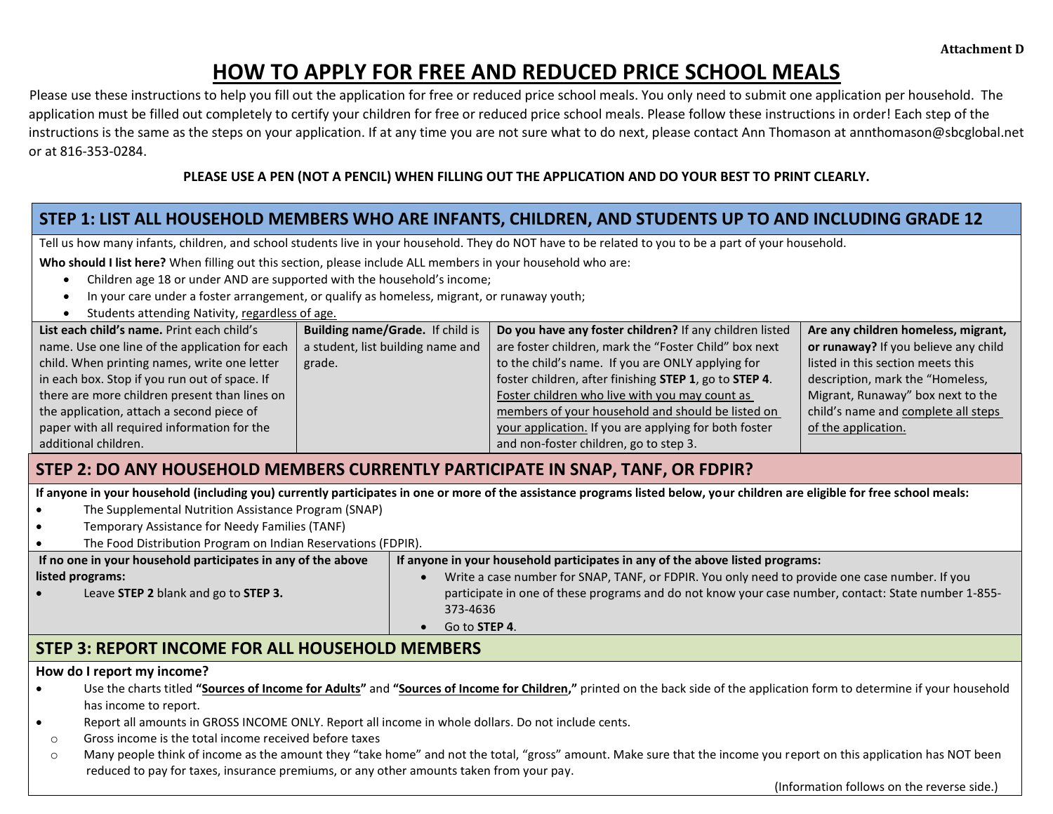Attachment D

# HOW TO APPLY FOR FREE AND REDUCED PRICE SCHOOL MEALS

Please use these instructions to help you fill out the application for free or reduced price school meals. You only need to submit one application per household. The application must be filled out completely to certify your children for free or reduced price school meals. Please follow these instructions in order! Each step of the instructions is the same as the steps on your application. If at any time you are not sure what to do next, please contact Ann Thomason at annthomason@sbcglobal.net or at 816-353-0284.

**PLEASE USE A PEN (NOT A PENCIL) WHEN FILLING OUT THE APPLICATION AND DO YOUR BEST TO PRINT CLEARLY.**

## STEP 1: LIST ALL HOUSEHOLD MEMBERS WHO ARE INFANTS, CHILDREN, AND STUDENTS UP TO AND INCLUDING GRADE 12

Tell us how many infants, children, and school students live in your household. They do NOT have to be related to you to be a part of your household.

**Who should I list here?** When filling out this section, please include ALL members in your household who are:

- Children age 18 or under AND are supported with the household's income;
- In your care under a foster arrangement, or qualify as homeless, migrant, or runaway youth;
- Students attending Nativity, regardless of age.

| List each child's name. | Building name/Grade. | Do you have any foster children? | Are any children homeless, migrant, or runaway? |
|---|---|---|---|
| Print each child's name. Use one line of the application for each child. When printing names, write one letter in each box. Stop if you run out of space. If there are more children present than lines on the application, attach a second piece of paper with all required information for the additional children. | If child is a student, list building name and grade. | If any children listed are foster children, mark the "Foster Child" box next to the child's name. If you are ONLY applying for foster children, after finishing **STEP 1**, go to **STEP 4**. Foster children who live with you may count as members of your household and should be listed on your application. If you are applying for both foster and non-foster children, go to step 3. | If you believe any child listed in this section meets this description, mark the "Homeless, Migrant, Runaway" box next to the child's name and complete all steps of the application. |

## STEP 2: DO ANY HOUSEHOLD MEMBERS CURRENTLY PARTICIPATE IN SNAP, TANF, OR FDPIR?

**If anyone in your household (including you) currently participates in one or more of the assistance programs listed below, your children are eligible for free school meals:**

- The Supplemental Nutrition Assistance Program (SNAP)
- Temporary Assistance for Needy Families (TANF)
- The Food Distribution Program on Indian Reservations (FDPIR).

| If no one in your household participates in any of the above listed programs: | If anyone in your household participates in any of the above listed programs: |
|---|---|
| • Leave **STEP 2** blank and go to **STEP 3.** | • Write a case number for SNAP, TANF, or FDPIR. You only need to provide one case number. If you participate in one of these programs and do not know your case number, contact: State number 1-855-373-4636<br>• Go to **STEP 4**. |

## STEP 3: REPORT INCOME FOR ALL HOUSEHOLD MEMBERS

**How do I report my income?**

- Use the charts titled **"Sources of Income for Adults"** and **"Sources of Income for Children,"** printed on the back side of the application form to determine if your household has income to report.
- Report all amounts in GROSS INCOME ONLY. Report all income in whole dollars. Do not include cents.
  - Gross income is the total income received before taxes
  - Many people think of income as the amount they "take home" and not the total, "gross" amount. Make sure that the income you report on this application has NOT been reduced to pay for taxes, insurance premiums, or any other amounts taken from your pay.

(Information follows on the reverse side.)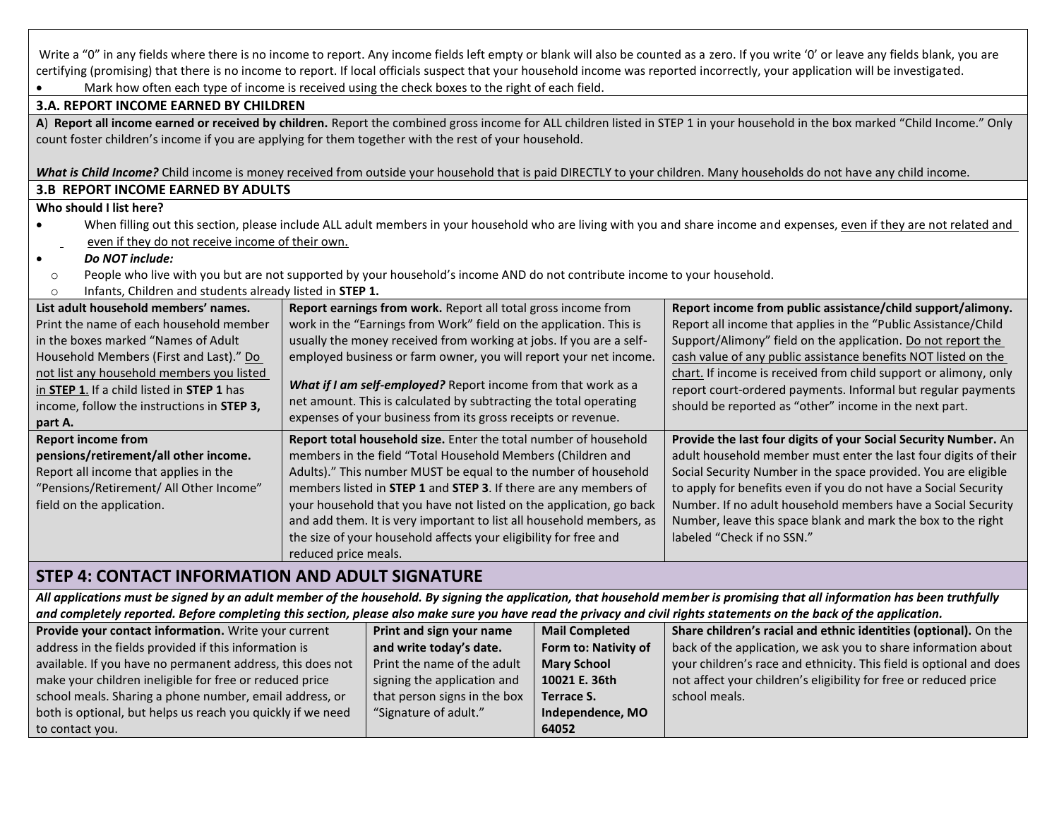Write a "0" in any fields where there is no income to report. Any income fields left empty or blank will also be counted as a zero. If you write '0' or leave any fields blank, you are certifying (promising) that there is no income to report. If local officials suspect that your household income was reported incorrectly, your application will be investigated.

- Mark how often each type of income is received using the check boxes to the right of each field.

### 3.A. REPORT INCOME EARNED BY CHILDREN

**A) Report all income earned or received by children.** Report the combined gross income for ALL children listed in STEP 1 in your household in the box marked "Child Income." Only count foster children's income if you are applying for them together with the rest of your household.

***What is Child Income?*** Child income is money received from outside your household that is paid DIRECTLY to your children. Many households do not have any child income.

### 3.B REPORT INCOME EARNED BY ADULTS

**Who should I list here?**

- When filling out this section, please include ALL adult members in your household who are living with you and share income and expenses, <u>even if they are not related and even if they do not receive income of their own.</u>
- ***Do NOT include:***
  - People who live with you but are not supported by your household's income AND do not contribute income to your household.
  - Infants, Children and students already listed in **STEP 1.**

| | | |
|---|---|---|
| **List adult household members' names.** Print the name of each household member in the boxes marked "Names of Adult Household Members (First and Last)." <u>Do not list any household members you listed in **STEP 1**</u>. If a child listed in **STEP 1** has income, follow the instructions in **STEP 3, part A.** | **Report earnings from work.** Report all total gross income from work in the "Earnings from Work" field on the application. This is usually the money received from working at jobs. If you are a self-employed business or farm owner, you will report your net income.<br><br>***What if I am self-employed?*** Report income from that work as a net amount. This is calculated by subtracting the total operating expenses of your business from its gross receipts or revenue. | **Report income from public assistance/child support/alimony.** Report all income that applies in the "Public Assistance/Child Support/Alimony" field on the application. <u>Do not report the cash value of any public assistance benefits NOT listed on the chart.</u> If income is received from child support or alimony, only report court-ordered payments. Informal but regular payments should be reported as "other" income in the next part. |
| **Report income from pensions/retirement/all other income.** Report all income that applies in the "Pensions/Retirement/ All Other Income" field on the application. | **Report total household size.** Enter the total number of household members in the field "Total Household Members (Children and Adults)." This number MUST be equal to the number of household members listed in **STEP 1** and **STEP 3**. If there are any members of your household that you have not listed on the application, go back and add them. It is very important to list all household members, as the size of your household affects your eligibility for free and reduced price meals. | **Provide the last four digits of your Social Security Number.** An adult household member must enter the last four digits of their Social Security Number in the space provided. You are eligible to apply for benefits even if you do not have a Social Security Number. If no adult household members have a Social Security Number, leave this space blank and mark the box to the right labeled "Check if no SSN." |

## STEP 4: CONTACT INFORMATION AND ADULT SIGNATURE

***All applications must be signed by an adult member of the household. By signing the application, that household member is promising that all information has been truthfully and completely reported. Before completing this section, please also make sure you have read the privacy and civil rights statements on the back of the application.***

| | | | |
|---|---|---|---|
| **Provide your contact information.** Write your current address in the fields provided if this information is available. If you have no permanent address, this does not make your children ineligible for free or reduced price school meals. Sharing a phone number, email address, or both is optional, but helps us reach you quickly if we need to contact you. | **Print and sign your name and write today's date.** Print the name of the adult signing the application and that person signs in the box "Signature of adult." | **Mail Completed Form to: Nativity of Mary School 10021 E. 36th Terrace S. Independence, MO 64052** | **Share children's racial and ethnic identities (optional).** On the back of the application, we ask you to share information about your children's race and ethnicity. This field is optional and does not affect your children's eligibility for free or reduced price school meals. |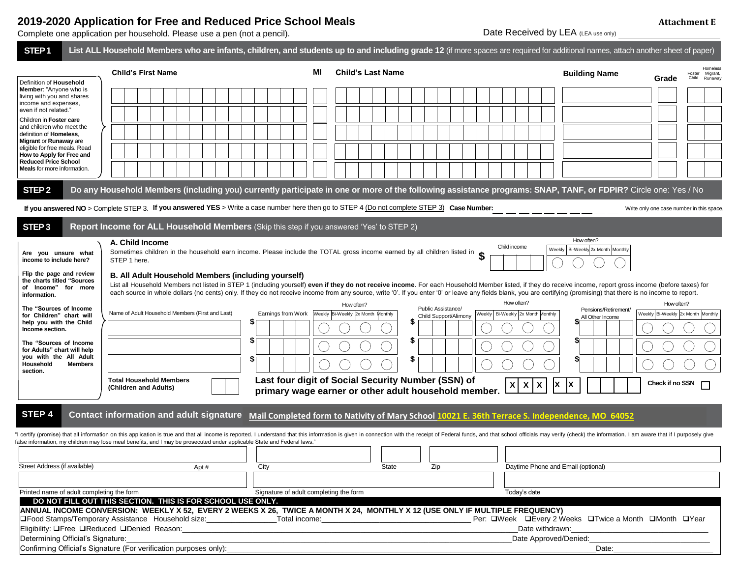# 2019-2020 Application for Free and Reduced Price School Meals

**Attachment E**

Complete one application per household. Please use a pen (not a pencil).

Date Received by LEA (LEA use only) ____________________

## STEP 1 List ALL Household Members who are infants, children, and students up to and including grade 12 (if more spaces are required for additional names, attach another sheet of paper)

Definition of **Household Member**: "Anyone who is living with you and shares income and expenses, even if not related."

Children in **Foster care** and children who meet the definition of **Homeless, Migrant** or **Runaway** are eligible for free meals. Read **How to Apply for Free and Reduced Price School Meals** for more information.

| Child's First Name | MI | Child's Last Name | Building Name | Grade | Foster Child | Homeless, Migrant, Runaway |
|---|---|---|---|---|---|---|
| | | | | | | |
| | | | | | | |
| | | | | | | |
| | | | | | | |
| | | | | | | |

## STEP 2 Do any Household Members (including you) currently participate in one or more of the following assistance programs: SNAP, TANF, or FDPIR? Circle one: Yes / No

**If you answered NO** > Complete STEP 3. **If you answered YES** > Write a case number here then go to STEP 4 (Do not complete STEP 3) **Case Number:** __ __ __ __ __ __ __ __ __ __ Write only one case number in this space.

## STEP 3 Report Income for ALL Household Members (Skip this step if you answered 'Yes' to STEP 2)

**Are you unsure what income to include here?**

**Flip the page and review the charts titled "Sources of Income" for more information.**

**The "Sources of Income for Children" chart will help you with the Child Income section.**

**The "Sources of Income for Adults" chart will help you with the All Adult Household Members section.**

### A. Child Income

Sometimes children in the household earn income. Please include the TOTAL gross income earned by all children listed in STEP 1 here.

Child income $ ______ How often? ○ Weekly ○ Bi-Weekly ○ 2x Month ○ Monthly

### B. All Adult Household Members (including yourself)

List all Household Members not listed in STEP 1 (including yourself) **even if they do not receive income**. For each Household Member listed, if they do receive income, report gross income (before taxes) for each source in whole dollars (no cents) only. If they do not receive income from any source, write '0'. If you enter '0' or leave any fields blank, you are certifying (promising) that there is no income to report.

| Name of Adult Household Members (First and Last) | Earnings from Work | How often? Weekly / Bi-Weekly / 2x Month / Monthly | Public Assistance/ Child Support/Alimony | How often? Weekly / Bi-Weekly / 2x Month / Monthly | Pensions/Retirement/ All Other Income | How often? Weekly / Bi-Weekly / 2x Month / Monthly |
|---|---|---|---|---|---|---|
| | $ | ○ ○ ○ ○ | $ | ○ ○ ○ ○ | $ | ○ ○ ○ ○ |
| | $ | ○ ○ ○ ○ | $ | ○ ○ ○ ○ | $ | ○ ○ ○ ○ |
| | $ | ○ ○ ○ ○ | $ | ○ ○ ○ ○ | $ | ○ ○ ○ ○ |

**Total Household Members (Children and Adults)** ____

**Last four digit of Social Security Number (SSN) of primary wage earner or other adult household member.** X X X - X X - ____ **Check if no SSN** ☐

## STEP 4 Contact information and adult signature

**Mail Completed form to Nativity of Mary School 10021 E. 36th Terrace S. Independence, MO 64052**

"I certify (promise) that all information on this application is true and that all income is reported. I understand that this information is given in connection with the receipt of Federal funds, and that school officials may verify (check) the information. I am aware that if I purposely give false information, my children may lose meal benefits, and I may be prosecuted under applicable State and Federal laws."

| Street Address (if available) | Apt # | City | State | Zip | Daytime Phone and Email (optional) |
|---|---|---|---|---|---|
| | | | | | |

| Printed name of adult completing the form | Signature of adult completing the form | Today's date |
|---|---|---|
| | | |

**DO NOT FILL OUT THIS SECTION. THIS IS FOR SCHOOL USE ONLY.**

**ANNUAL INCOME CONVERSION: WEEKLY X 52, EVERY 2 WEEKS X 26, TWICE A MONTH X 24, MONTHLY X 12 (USE ONLY IF MULTIPLE FREQUENCY)**

❑Food Stamps/Temporary Assistance Household size:________ Total income:________________ Per: ❑Week ❑Every 2 Weeks ❑Twice a Month ❑Month ❑Year

Eligibility: ❑Free ❑Reduced ❑Denied Reason:________________________________ Date withdrawn:________________

Determining Official's Signature:________________________________ Date Approved/Denied:________________

Confirming Official's Signature (For verification purposes only):________________________________ Date:________________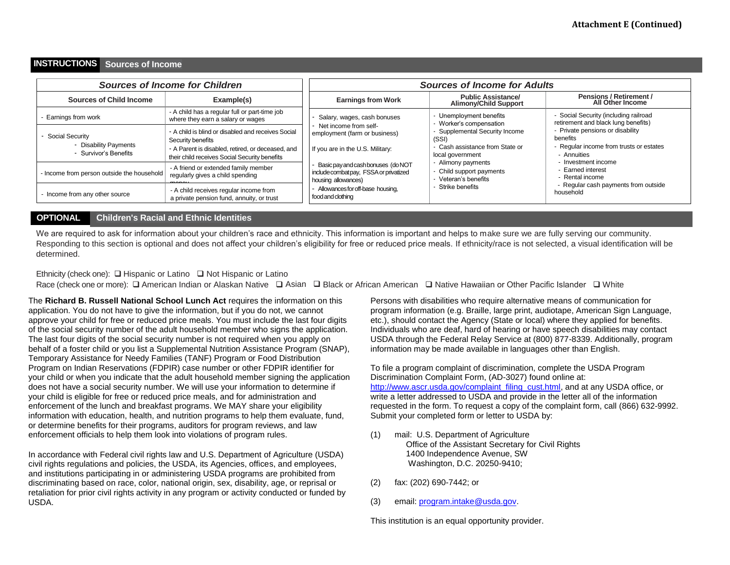Attachment E (Continued)

## INSTRUCTIONS Sources of Income

**Sources of Income for Children**

| Sources of Child Income | Example(s) |
|---|---|
| - Earnings from work | - A child has a regular full or part-time job where they earn a salary or wages |
| - Social Security<br>- Disability Payments<br>- Survivor's Benefits | - A child is blind or disabled and receives Social Security benefits<br>- A Parent is disabled, retired, or deceased, and their child receives Social Security benefits |
| - Income from person outside the household | - A friend or extended family member regularly gives a child spending money |
| - Income from any other source | - A child receives regular income from a private pension fund, annuity, or trust |

**Sources of Income for Adults**

| Earnings from Work | Public Assistance/ Alimony/Child Support | Pensions / Retirement / All Other Income |
|---|---|---|
| - Salary, wages, cash bonuses<br>- Net income from self-employment (farm or business)<br><br>If you are in the U.S. Military:<br><br>- Basic pay and cash bonuses (do NOT include combat pay, FSSA or privatized housing allowances)<br>- Allowances for off-base housing, food and clothing | - Unemployment benefits<br>- Worker's compensation<br>- Supplemental Security Income (SSI)<br>- Cash assistance from State or local government<br>- Alimony payments<br>- Child support payments<br>- Veteran's benefits<br>- Strike benefits | - Social Security (including railroad retirement and black lung benefits)<br>- Private pensions or disability benefits<br>- Regular income from trusts or estates<br>- Annuities<br>- Investment income<br>- Earned interest<br>- Rental income<br>- Regular cash payments from outside household |

## OPTIONAL Children's Racial and Ethnic Identities

We are required to ask for information about your children's race and ethnicity. This information is important and helps to make sure we are fully serving our community. Responding to this section is optional and does not affect your children's eligibility for free or reduced price meals. If ethnicity/race is not selected, a visual identification will be determined.

Ethnicity (check one): ❑ Hispanic or Latino ❑ Not Hispanic or Latino

Race (check one or more): ❑ American Indian or Alaskan Native ❑ Asian ❑ Black or African American ❑ Native Hawaiian or Other Pacific Islander ❑ White

The **Richard B. Russell National School Lunch Act** requires the information on this application. You do not have to give the information, but if you do not, we cannot approve your child for free or reduced price meals. You must include the last four digits of the social security number of the adult household member who signs the application. The last four digits of the social security number is not required when you apply on behalf of a foster child or you list a Supplemental Nutrition Assistance Program (SNAP), Temporary Assistance for Needy Families (TANF) Program or Food Distribution Program on Indian Reservations (FDPIR) case number or other FDPIR identifier for your child or when you indicate that the adult household member signing the application does not have a social security number. We will use your information to determine if your child is eligible for free or reduced price meals, and for administration and enforcement of the lunch and breakfast programs. We MAY share your eligibility information with education, health, and nutrition programs to help them evaluate, fund, or determine benefits for their programs, auditors for program reviews, and law enforcement officials to help them look into violations of program rules.

In accordance with Federal civil rights law and U.S. Department of Agriculture (USDA) civil rights regulations and policies, the USDA, its Agencies, offices, and employees, and institutions participating in or administering USDA programs are prohibited from discriminating based on race, color, national origin, sex, disability, age, or reprisal or retaliation for prior civil rights activity in any program or activity conducted or funded by USDA.

Persons with disabilities who require alternative means of communication for program information (e.g. Braille, large print, audiotape, American Sign Language, etc.), should contact the Agency (State or local) where they applied for benefits. Individuals who are deaf, hard of hearing or have speech disabilities may contact USDA through the Federal Relay Service at (800) 877-8339. Additionally, program information may be made available in languages other than English.

To file a program complaint of discrimination, complete the USDA Program Discrimination Complaint Form, (AD-3027) found online at: http://www.ascr.usda.gov/complaint_filing_cust.html, and at any USDA office, or write a letter addressed to USDA and provide in the letter all of the information requested in the form. To request a copy of the complaint form, call (866) 632-9992. Submit your completed form or letter to USDA by:

(1) mail: U.S. Department of Agriculture
Office of the Assistant Secretary for Civil Rights
1400 Independence Avenue, SW
Washington, D.C. 20250-9410;

(2) fax: (202) 690-7442; or

(3) email: program.intake@usda.gov.

This institution is an equal opportunity provider.